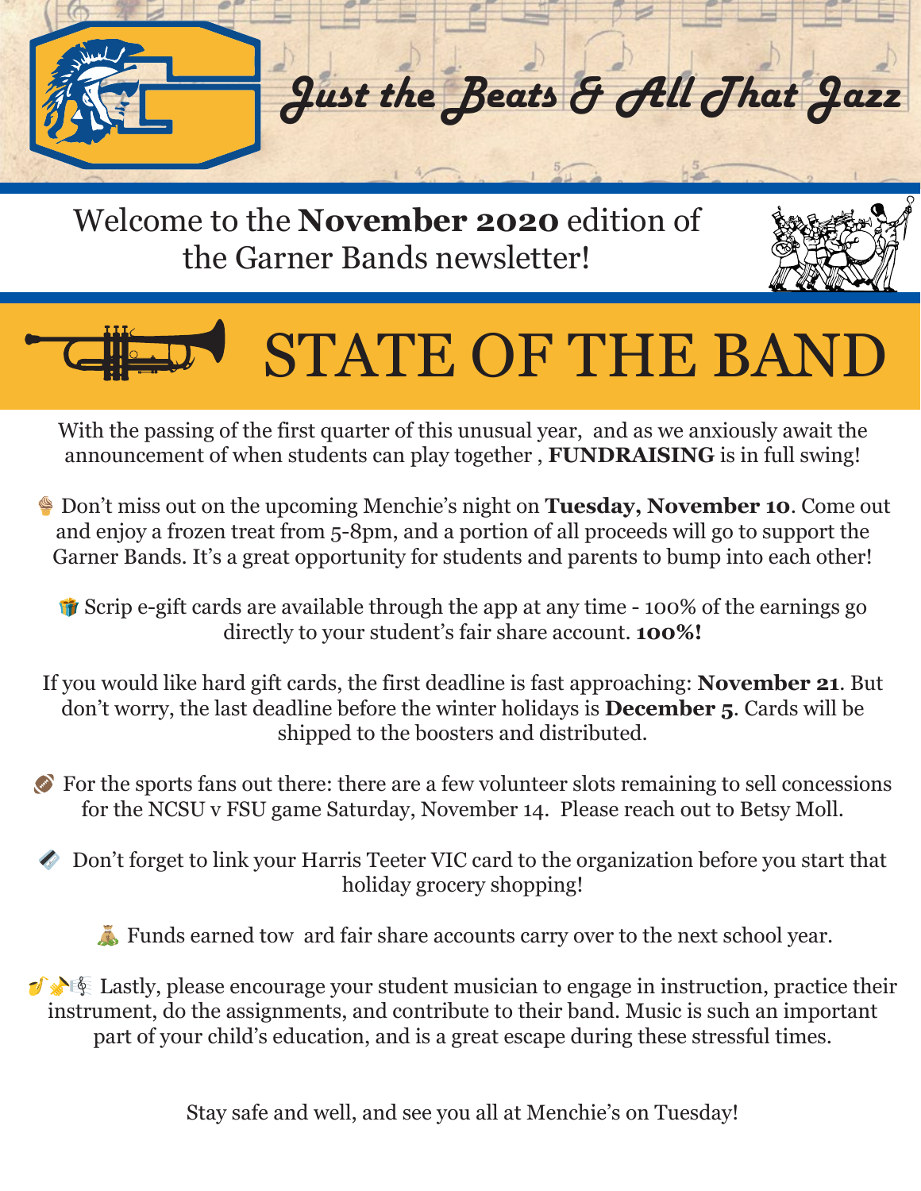# Just the Beats & All That Jazz

Welcome to the **November 2020** edition of the Garner Bands newsletter!

## STATE OF THE BAND

With the passing of the first quarter of this unusual year, and as we anxiously await the announcement of when students can play together , **FUNDRAISING** is in full swing!

🍦 Don't miss out on the upcoming Menchie's night on **Tuesday, November 10**. Come out and enjoy a frozen treat from 5-8pm, and a portion of all proceeds will go to support the Garner Bands. It's a great opportunity for students and parents to bump into each other!

🎁 Scrip e-gift cards are available through the app at any time - 100% of the earnings go directly to your student's fair share account. **100%!**

If you would like hard gift cards, the first deadline is fast approaching: **November 21**. But don't worry, the last deadline before the winter holidays is **December 5**. Cards will be shipped to the boosters and distributed.

🏈 For the sports fans out there: there are a few volunteer slots remaining to sell concessions for the NCSU v FSU game Saturday, November 14. Please reach out to Betsy Moll.

💳 Don't forget to link your Harris Teeter VIC card to the organization before you start that holiday grocery shopping!

💰 Funds earned tow ard fair share accounts carry over to the next school year.

🎷🎺🎼 Lastly, please encourage your student musician to engage in instruction, practice their instrument, do the assignments, and contribute to their band. Music is such an important part of your child's education, and is a great escape during these stressful times.

Stay safe and well, and see you all at Menchie's on Tuesday!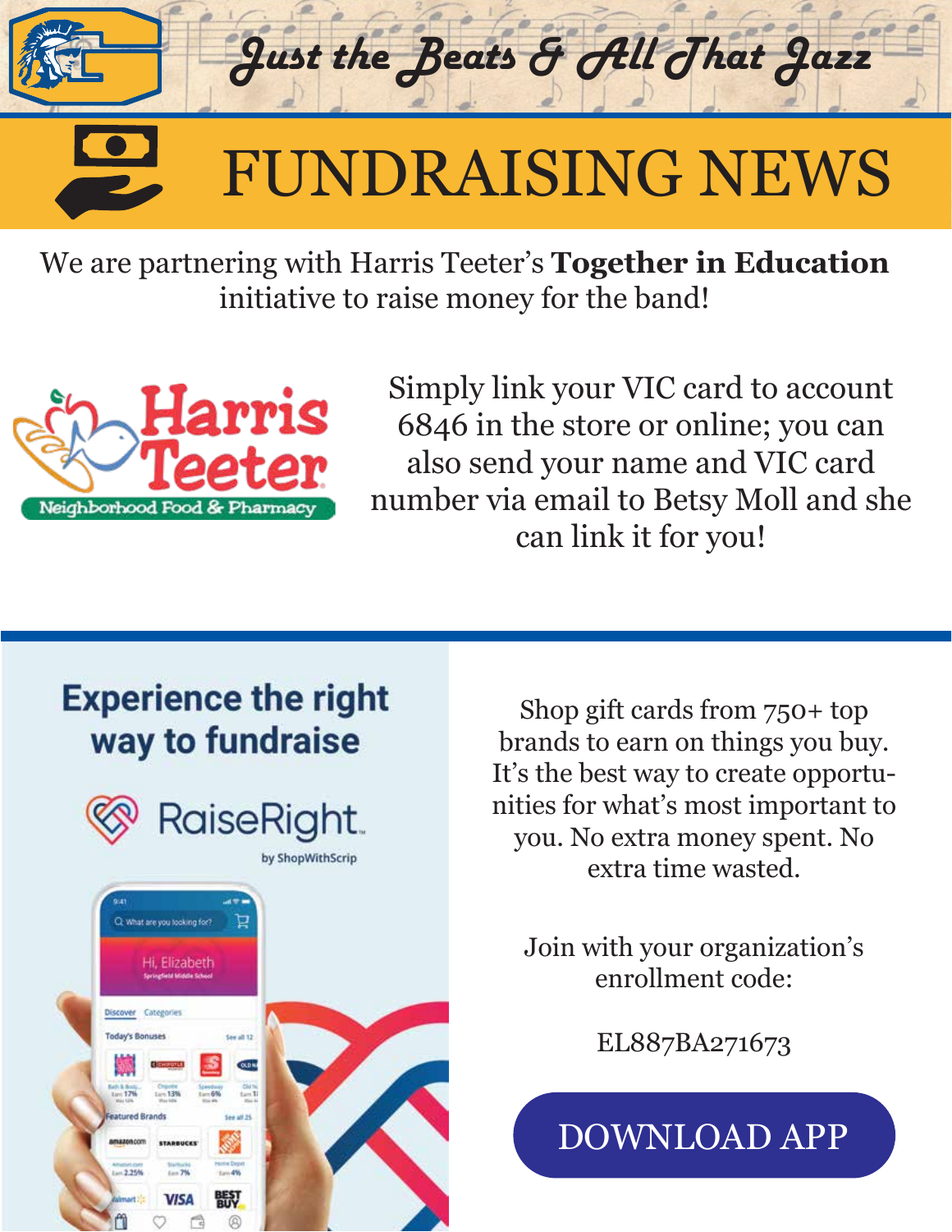# Just the Beats & All That Jazz

## FUNDRAISING NEWS

We are partnering with Harris Teeter's **Together in Education** initiative to raise money for the band!

Simply link your VIC card to account 6846 in the store or online; you can also send your name and VIC card number via email to Betsy Moll and she can link it for you!

**Experience the right way to fundraise**

RaiseRight by ShopWithScrip

Shop gift cards from 750+ top brands to earn on things you buy. It's the best way to create opportunities for what's most important to you. No extra money spent. No extra time wasted.

Join with your organization's enrollment code:

EL887BA271673

DOWNLOAD APP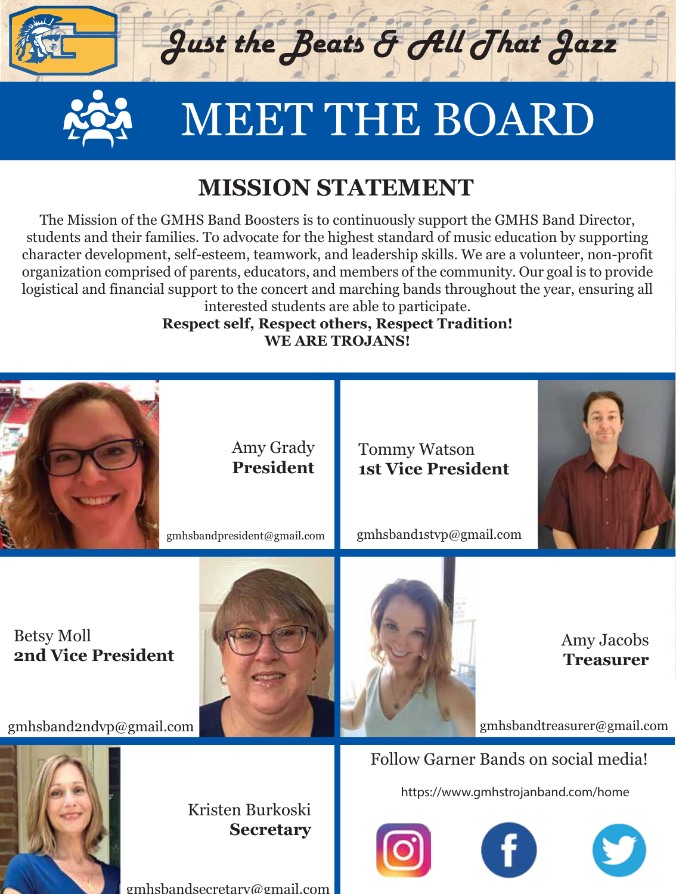# Just the Beats & All That Jazz

# MEET THE BOARD

## MISSION STATEMENT

The Mission of the GMHS Band Boosters is to continuously support the GMHS Band Director, students and their families. To advocate for the highest standard of music education by supporting character development, self-esteem, teamwork, and leadership skills. We are a volunteer, non-profit organization comprised of parents, educators, and members of the community. Our goal is to provide logistical and financial support to the concert and marching bands throughout the year, ensuring all interested students are able to participate.

**Respect self, Respect others, Respect Tradition!**
**WE ARE TROJANS!**

Amy Grady
**President**
gmhsbandpresident@gmail.com

Tommy Watson
**1st Vice President**
gmhsband1stvp@gmail.com

Betsy Moll
**2nd Vice President**
gmhsband2ndvp@gmail.com

Amy Jacobs
**Treasurer**
gmhsbandtreasurer@gmail.com

Kristen Burkoski
**Secretary**
gmhsbandsecretary@gmail.com

Follow Garner Bands on social media!

https://www.gmhstrojanband.com/home